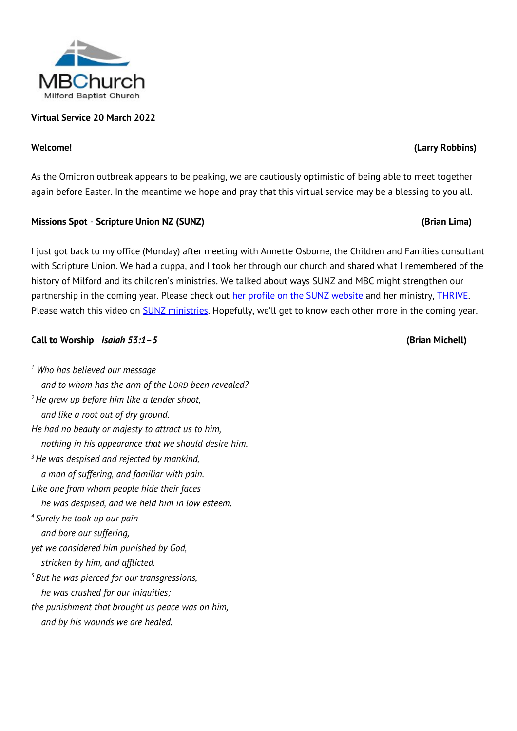MBChurch
Milford Baptist Church

**Virtual Service 20 March 2022**

**Welcome!** **(Larry Robbins)**

As the Omicron outbreak appears to be peaking, we are cautiously optimistic of being able to meet together again before Easter. In the meantime we hope and pray that this virtual service may be a blessing to you all.

**Missions Spot - Scripture Union NZ (SUNZ)** **(Brian Lima)**

I just got back to my office (Monday) after meeting with Annette Osborne, the Children and Families consultant with Scripture Union. We had a cuppa, and I took her through our church and shared what I remembered of the history of Milford and its children's ministries. We talked about ways SUNZ and MBC might strengthen our partnership in the coming year. Please check out her profile on the SUNZ website and her ministry, THRIVE. Please watch this video on SUNZ ministries. Hopefully, we'll get to know each other more in the coming year.

**Call to Worship** ***Isaiah 53:1–5*** **(Brian Michell)**

*[1] Who has believed our message*
*and to whom has the arm of the LORD been revealed?*
*[2] He grew up before him like a tender shoot,*
*and like a root out of dry ground.*
*He had no beauty or majesty to attract us to him,*
*nothing in his appearance that we should desire him.*
*[3] He was despised and rejected by mankind,*
*a man of suffering, and familiar with pain.*
*Like one from whom people hide their faces*
*he was despised, and we held him in low esteem.*
*[4] Surely he took up our pain*
*and bore our suffering,*
*yet we considered him punished by God,*
*stricken by him, and afflicted.*
*[5] But he was pierced for our transgressions,*
*he was crushed for our iniquities;*
*the punishment that brought us peace was on him,*
*and by his wounds we are healed.*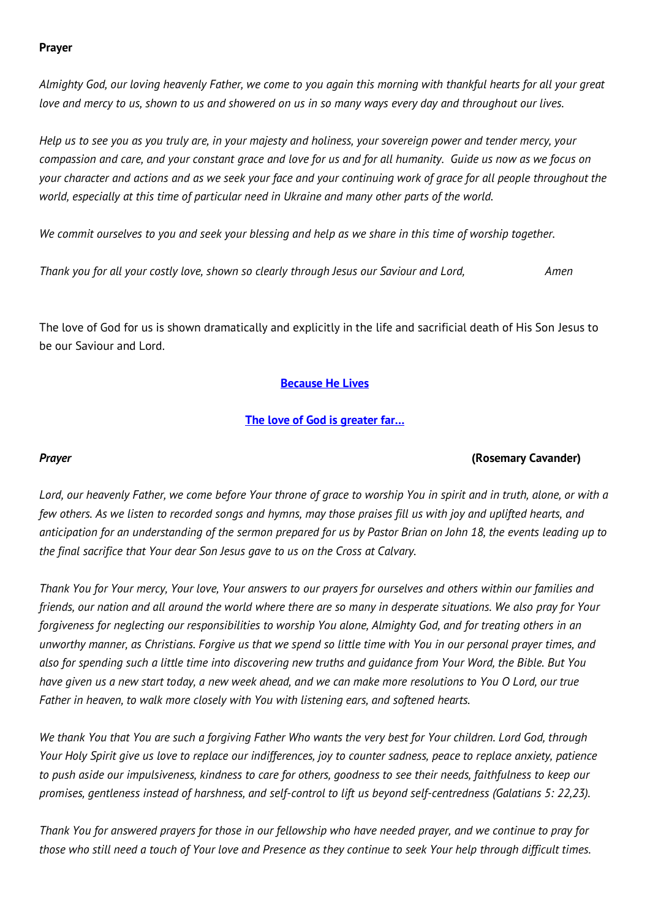**Prayer**

*Almighty God, our loving heavenly Father, we come to you again this morning with thankful hearts for all your great love and mercy to us, shown to us and showered on us in so many ways every day and throughout our lives.*

*Help us to see you as you truly are, in your majesty and holiness, your sovereign power and tender mercy, your compassion and care, and your constant grace and love for us and for all humanity. Guide us now as we focus on your character and actions and as we seek your face and your continuing work of grace for all people throughout the world, especially at this time of particular need in Ukraine and many other parts of the world.*

*We commit ourselves to you and seek your blessing and help as we share in this time of worship together.*

*Thank you for all your costly love, shown so clearly through Jesus our Saviour and Lord, Amen*

The love of God for us is shown dramatically and explicitly in the life and sacrificial death of His Son Jesus to be our Saviour and Lord.

**Because He Lives**

**The love of God is greater far…**

***Prayer*** **(Rosemary Cavander)**

*Lord, our heavenly Father, we come before Your throne of grace to worship You in spirit and in truth, alone, or with a few others. As we listen to recorded songs and hymns, may those praises fill us with joy and uplifted hearts, and anticipation for an understanding of the sermon prepared for us by Pastor Brian on John 18, the events leading up to the final sacrifice that Your dear Son Jesus gave to us on the Cross at Calvary.*

*Thank You for Your mercy, Your love, Your answers to our prayers for ourselves and others within our families and friends, our nation and all around the world where there are so many in desperate situations. We also pray for Your forgiveness for neglecting our responsibilities to worship You alone, Almighty God, and for treating others in an unworthy manner, as Christians. Forgive us that we spend so little time with You in our personal prayer times, and also for spending such a little time into discovering new truths and guidance from Your Word, the Bible. But You have given us a new start today, a new week ahead, and we can make more resolutions to You O Lord, our true Father in heaven, to walk more closely with You with listening ears, and softened hearts.*

*We thank You that You are such a forgiving Father Who wants the very best for Your children. Lord God, through Your Holy Spirit give us love to replace our indifferences, joy to counter sadness, peace to replace anxiety, patience to push aside our impulsiveness, kindness to care for others, goodness to see their needs, faithfulness to keep our promises, gentleness instead of harshness, and self-control to lift us beyond self-centredness (Galatians 5: 22,23).*

*Thank You for answered prayers for those in our fellowship who have needed prayer, and we continue to pray for those who still need a touch of Your love and Presence as they continue to seek Your help through difficult times.*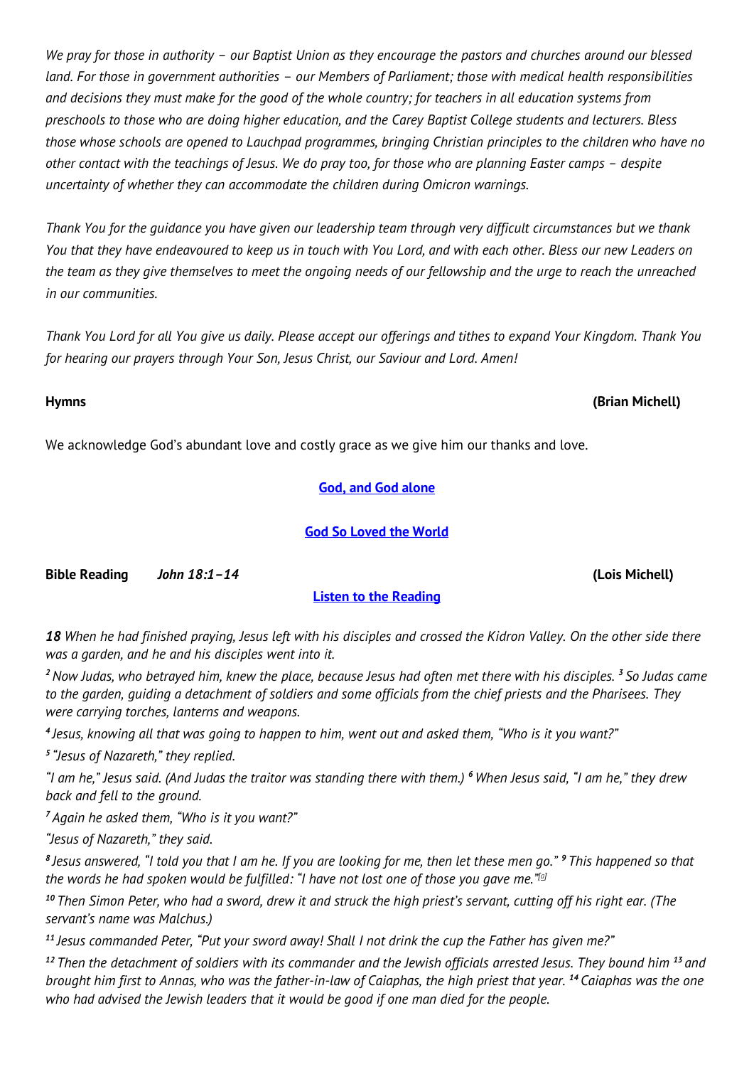*We pray for those in authority – our Baptist Union as they encourage the pastors and churches around our blessed land. For those in government authorities – our Members of Parliament; those with medical health responsibilities and decisions they must make for the good of the whole country; for teachers in all education systems from preschools to those who are doing higher education, and the Carey Baptist College students and lecturers. Bless those whose schools are opened to Lauchpad programmes, bringing Christian principles to the children who have no other contact with the teachings of Jesus. We do pray too, for those who are planning Easter camps – despite uncertainty of whether they can accommodate the children during Omicron warnings.*

*Thank You for the guidance you have given our leadership team through very difficult circumstances but we thank You that they have endeavoured to keep us in touch with You Lord, and with each other. Bless our new Leaders on the team as they give themselves to meet the ongoing needs of our fellowship and the urge to reach the unreached in our communities.*

*Thank You Lord for all You give us daily. Please accept our offerings and tithes to expand Your Kingdom. Thank You for hearing our prayers through Your Son, Jesus Christ, our Saviour and Lord. Amen!*

**Hymns** **(Brian Michell)**

We acknowledge God's abundant love and costly grace as we give him our thanks and love.

**God, and God alone**

**God So Loved the World**

**Bible Reading** ***John 18:1–14*** **(Lois Michell)**

**Listen to the Reading**

***18*** *When he had finished praying, Jesus left with his disciples and crossed the Kidron Valley. On the other side there was a garden, and he and his disciples went into it.*

*[2] Now Judas, who betrayed him, knew the place, because Jesus had often met there with his disciples. [3] So Judas came to the garden, guiding a detachment of soldiers and some officials from the chief priests and the Pharisees. They were carrying torches, lanterns and weapons.*

*[4] Jesus, knowing all that was going to happen to him, went out and asked them, "Who is it you want?"*

*[5] "Jesus of Nazareth," they replied.*

*"I am he," Jesus said. (And Judas the traitor was standing there with them.) [6] When Jesus said, "I am he," they drew back and fell to the ground.*

*[7] Again he asked them, "Who is it you want?"*

*"Jesus of Nazareth," they said.*

*[8] Jesus answered, "I told you that I am he. If you are looking for me, then let these men go." [9] This happened so that the words he had spoken would be fulfilled: "I have not lost one of those you gave me."[a]*

*[10] Then Simon Peter, who had a sword, drew it and struck the high priest's servant, cutting off his right ear. (The servant's name was Malchus.)*

*[11] Jesus commanded Peter, "Put your sword away! Shall I not drink the cup the Father has given me?"*

*[12] Then the detachment of soldiers with its commander and the Jewish officials arrested Jesus. They bound him [13] and brought him first to Annas, who was the father-in-law of Caiaphas, the high priest that year. [14] Caiaphas was the one who had advised the Jewish leaders that it would be good if one man died for the people.*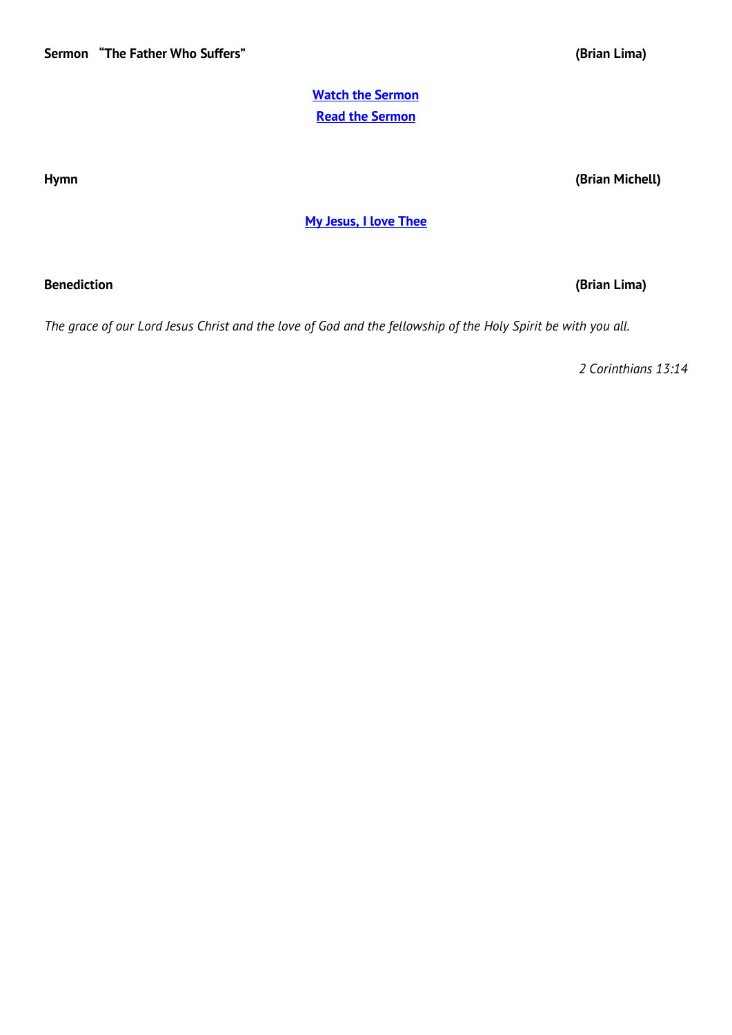**Sermon "The Father Who Suffers"** **(Brian Lima)**

[Watch the Sermon]

[Read the Sermon]

**Hymn** **(Brian Michell)**

[My Jesus, I love Thee]

**Benediction** **(Brian Lima)**

*The grace of our Lord Jesus Christ and the love of God and the fellowship of the Holy Spirit be with you all.*

*2 Corinthians 13:14*